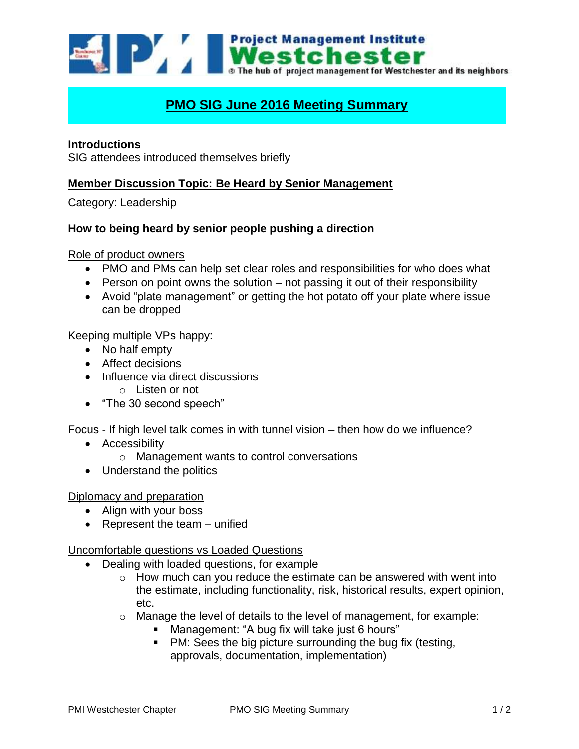Project Management Institute
# Westchester
The hub of project management for Westchester and its neighbors

## PMO SIG June 2016 Meeting Summary

**Introductions**

SIG attendees introduced themselves briefly

**Member Discussion Topic: Be Heard by Senior Management**

Category: Leadership

**How to being heard by senior people pushing a direction**

Role of product owners

- PMO and PMs can help set clear roles and responsibilities for who does what
- Person on point owns the solution – not passing it out of their responsibility
- Avoid "plate management" or getting the hot potato off your plate where issue can be dropped

Keeping multiple VPs happy:

- No half empty
- Affect decisions
- Influence via direct discussions
    - Listen or not
- "The 30 second speech"

Focus - If high level talk comes in with tunnel vision – then how do we influence?

- Accessibility
    - Management wants to control conversations
- Understand the politics

Diplomacy and preparation

- Align with your boss
- Represent the team – unified

Uncomfortable questions vs Loaded Questions

- Dealing with loaded questions, for example
    - How much can you reduce the estimate can be answered with went into the estimate, including functionality, risk, historical results, expert opinion, etc.
    - Manage the level of details to the level of management, for example:
        - Management: "A bug fix will take just 6 hours"
        - PM: Sees the big picture surrounding the bug fix (testing, approvals, documentation, implementation)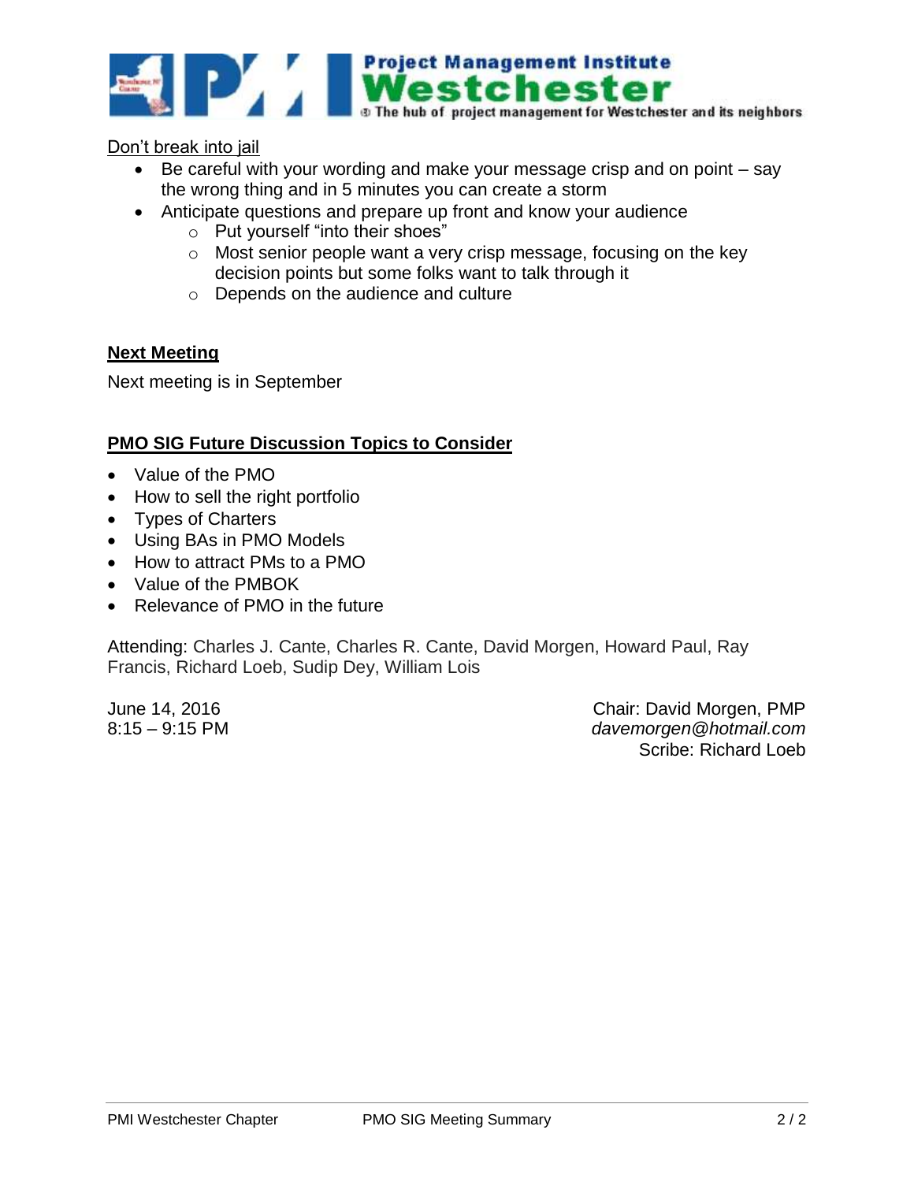Don't break into jail

- Be careful with your wording and make your message crisp and on point – say the wrong thing and in 5 minutes you can create a storm
- Anticipate questions and prepare up front and know your audience
  - Put yourself "into their shoes"
  - Most senior people want a very crisp message, focusing on the key decision points but some folks want to talk through it
  - Depends on the audience and culture

## Next Meeting

Next meeting is in September

## PMO SIG Future Discussion Topics to Consider

- Value of the PMO
- How to sell the right portfolio
- Types of Charters
- Using BAs in PMO Models
- How to attract PMs to a PMO
- Value of the PMBOK
- Relevance of PMO in the future

Attending: Charles J. Cante, Charles R. Cante, David Morgen, Howard Paul, Ray Francis, Richard Loeb, Sudip Dey, William Lois

June 14, 2016
8:15 – 9:15 PM

Chair: David Morgen, PMP
*davemorgen@hotmail.com*
Scribe: Richard Loeb